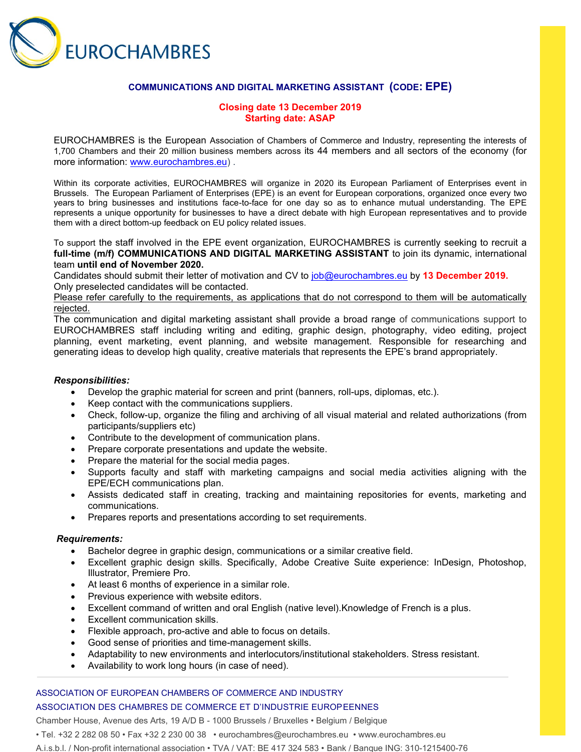EUROCHAMBRES

## COMMUNICATIONS AND DIGITAL MARKETING ASSISTANT (CODE: EPE)

**Closing date 13 December 2019**
**Starting date: ASAP**

EUROCHAMBRES is the European Association of Chambers of Commerce and Industry, representing the interests of 1,700 Chambers and their 20 million business members across its 44 members and all sectors of the economy (for more information: www.eurochambres.eu) .

Within its corporate activities, EUROCHAMBRES will organize in 2020 its European Parliament of Enterprises event in Brussels. The European Parliament of Enterprises (EPE) is an event for European corporations, organized once every two years to bring businesses and institutions face-to-face for one day so as to enhance mutual understanding. The EPE represents a unique opportunity for businesses to have a direct debate with high European representatives and to provide them with a direct bottom-up feedback on EU policy related issues.

To support the staff involved in the EPE event organization, EUROCHAMBRES is currently seeking to recruit a **full-time (m/f) COMMUNICATIONS AND DIGITAL MARKETING ASSISTANT** to join its dynamic, international team **until end of November 2020.**
Candidates should submit their letter of motivation and CV to job@eurochambres.eu by **13 December 2019.**
Only preselected candidates will be contacted.
Please refer carefully to the requirements, as applications that do not correspond to them will be automatically rejected.
The communication and digital marketing assistant shall provide a broad range of communications support to EUROCHAMBRES staff including writing and editing, graphic design, photography, video editing, project planning, event marketing, event planning, and website management. Responsible for researching and generating ideas to develop high quality, creative materials that represents the EPE's brand appropriately.

***Responsibilities:***

- Develop the graphic material for screen and print (banners, roll-ups, diplomas, etc.).
- Keep contact with the communications suppliers.
- Check, follow-up, organize the filing and archiving of all visual material and related authorizations (from participants/suppliers etc)
- Contribute to the development of communication plans.
- Prepare corporate presentations and update the website.
- Prepare the material for the social media pages.
- Supports faculty and staff with marketing campaigns and social media activities aligning with the EPE/ECH communications plan.
- Assists dedicated staff in creating, tracking and maintaining repositories for events, marketing and communications.
- Prepares reports and presentations according to set requirements.

***Requirements:***

- Bachelor degree in graphic design, communications or a similar creative field.
- Excellent graphic design skills. Specifically, Adobe Creative Suite experience: InDesign, Photoshop, Illustrator, Premiere Pro.
- At least 6 months of experience in a similar role.
- Previous experience with website editors.
- Excellent command of written and oral English (native level).Knowledge of French is a plus.
- Excellent communication skills.
- Flexible approach, pro-active and able to focus on details.
- Good sense of priorities and time-management skills.
- Adaptability to new environments and interlocutors/institutional stakeholders. Stress resistant.
- Availability to work long hours (in case of need).

ASSOCIATION OF EUROPEAN CHAMBERS OF COMMERCE AND INDUSTRY
ASSOCIATION DES CHAMBRES DE COMMERCE ET D'INDUSTRIE EUROPEENNES
Chamber House, Avenue des Arts, 19 A/D B - 1000 Brussels / Bruxelles • Belgium / Belgique
• Tel. +32 2 282 08 50 • Fax +32 2 230 00 38 • eurochambres@eurochambres.eu • www.eurochambres.eu
A.i.s.b.l. / Non-profit international association • TVA / VAT: BE 417 324 583 • Bank / Banque ING: 310-1215400-76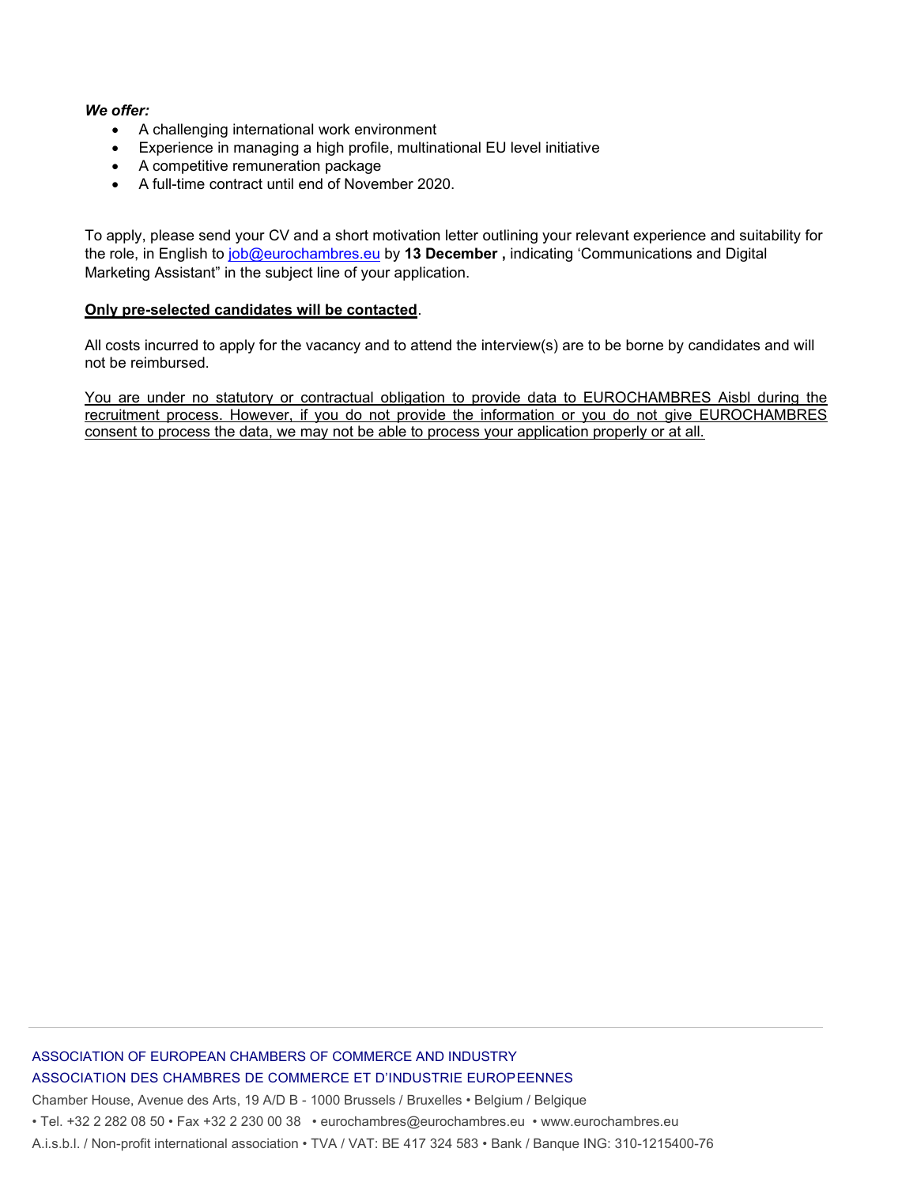***We offer:***

- A challenging international work environment
- Experience in managing a high profile, multinational EU level initiative
- A competitive remuneration package
- A full-time contract until end of November 2020.

To apply, please send your CV and a short motivation letter outlining your relevant experience and suitability for the role, in English to job@eurochambres.eu by **13 December ,** indicating 'Communications and Digital Marketing Assistant" in the subject line of your application.

**Only pre-selected candidates will be contacted**.

All costs incurred to apply for the vacancy and to attend the interview(s) are to be borne by candidates and will not be reimbursed.

You are under no statutory or contractual obligation to provide data to EUROCHAMBRES Aisbl during the recruitment process. However, if you do not provide the information or you do not give EUROCHAMBRES consent to process the data, we may not be able to process your application properly or at all.

ASSOCIATION OF EUROPEAN CHAMBERS OF COMMERCE AND INDUSTRY
ASSOCIATION DES CHAMBRES DE COMMERCE ET D'INDUSTRIE EUROPEENNES
Chamber House, Avenue des Arts, 19 A/D B - 1000 Brussels / Bruxelles • Belgium / Belgique
• Tel. +32 2 282 08 50 • Fax +32 2 230 00 38 • eurochambres@eurochambres.eu • www.eurochambres.eu
A.i.s.b.l. / Non-profit international association • TVA / VAT: BE 417 324 583 • Bank / Banque ING: 310-1215400-76